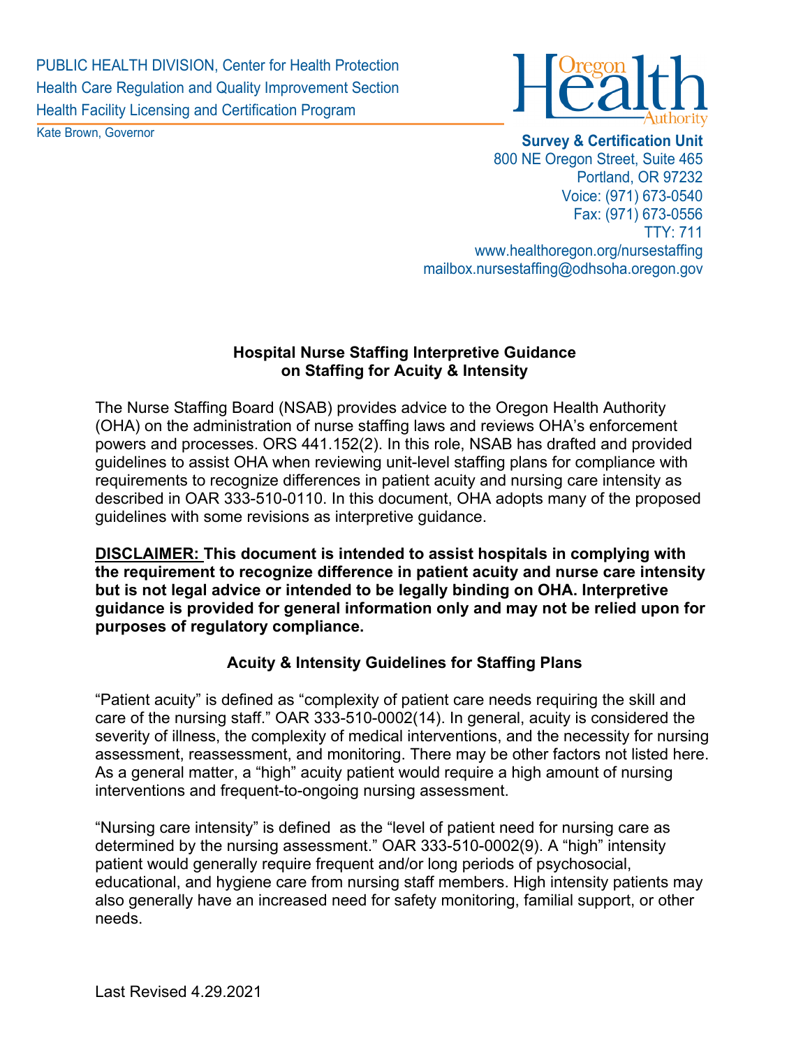PUBLIC HEALTH DIVISION, Center for Health Protection
Health Care Regulation and Quality Improvement Section
Health Facility Licensing and Certification Program

Kate Brown, Governor

Oregon Health Authority

**Survey & Certification Unit**
800 NE Oregon Street, Suite 465
Portland, OR 97232
Voice: (971) 673-0540
Fax: (971) 673-0556
TTY: 711
www.healthoregon.org/nursestaffing
mailbox.nursestaffing@odhsoha.oregon.gov

## Hospital Nurse Staffing Interpretive Guidance on Staffing for Acuity & Intensity

The Nurse Staffing Board (NSAB) provides advice to the Oregon Health Authority (OHA) on the administration of nurse staffing laws and reviews OHA's enforcement powers and processes. ORS 441.152(2). In this role, NSAB has drafted and provided guidelines to assist OHA when reviewing unit-level staffing plans for compliance with requirements to recognize differences in patient acuity and nursing care intensity as described in OAR 333-510-0110. In this document, OHA adopts many of the proposed guidelines with some revisions as interpretive guidance.

**DISCLAIMER: This document is intended to assist hospitals in complying with the requirement to recognize difference in patient acuity and nurse care intensity but is not legal advice or intended to be legally binding on OHA. Interpretive guidance is provided for general information only and may not be relied upon for purposes of regulatory compliance.**

### Acuity & Intensity Guidelines for Staffing Plans

"Patient acuity" is defined as "complexity of patient care needs requiring the skill and care of the nursing staff." OAR 333-510-0002(14). In general, acuity is considered the severity of illness, the complexity of medical interventions, and the necessity for nursing assessment, reassessment, and monitoring. There may be other factors not listed here. As a general matter, a "high" acuity patient would require a high amount of nursing interventions and frequent-to-ongoing nursing assessment.

"Nursing care intensity" is defined as the "level of patient need for nursing care as determined by the nursing assessment." OAR 333-510-0002(9). A "high" intensity patient would generally require frequent and/or long periods of psychosocial, educational, and hygiene care from nursing staff members. High intensity patients may also generally have an increased need for safety monitoring, familial support, or other needs.

Last Revised 4.29.2021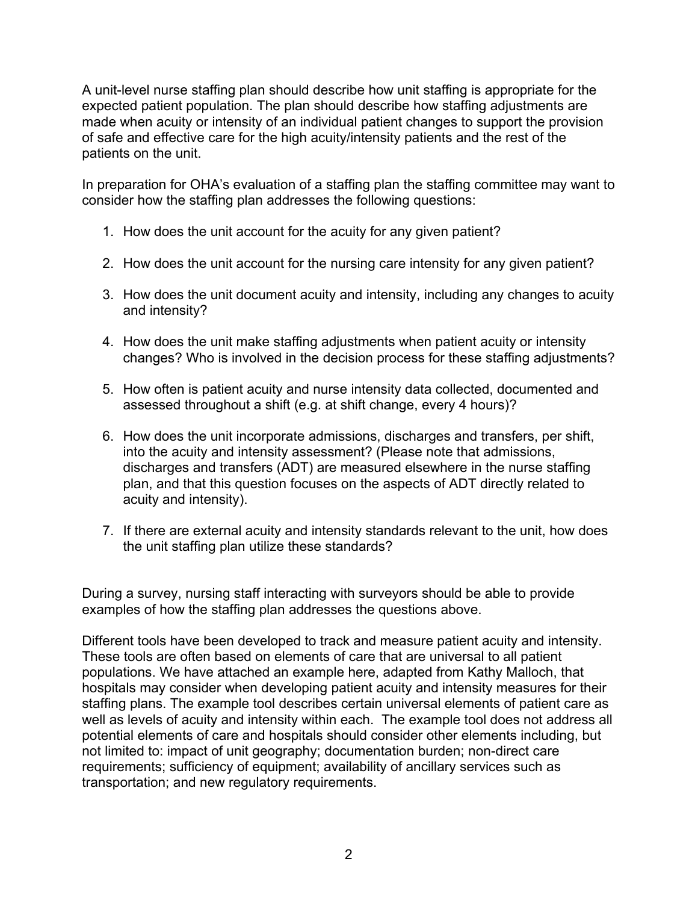A unit-level nurse staffing plan should describe how unit staffing is appropriate for the expected patient population. The plan should describe how staffing adjustments are made when acuity or intensity of an individual patient changes to support the provision of safe and effective care for the high acuity/intensity patients and the rest of the patients on the unit.

In preparation for OHA's evaluation of a staffing plan the staffing committee may want to consider how the staffing plan addresses the following questions:

1. How does the unit account for the acuity for any given patient?

2. How does the unit account for the nursing care intensity for any given patient?

3. How does the unit document acuity and intensity, including any changes to acuity and intensity?

4. How does the unit make staffing adjustments when patient acuity or intensity changes? Who is involved in the decision process for these staffing adjustments?

5. How often is patient acuity and nurse intensity data collected, documented and assessed throughout a shift (e.g. at shift change, every 4 hours)?

6. How does the unit incorporate admissions, discharges and transfers, per shift, into the acuity and intensity assessment? (Please note that admissions, discharges and transfers (ADT) are measured elsewhere in the nurse staffing plan, and that this question focuses on the aspects of ADT directly related to acuity and intensity).

7. If there are external acuity and intensity standards relevant to the unit, how does the unit staffing plan utilize these standards?

During a survey, nursing staff interacting with surveyors should be able to provide examples of how the staffing plan addresses the questions above.

Different tools have been developed to track and measure patient acuity and intensity. These tools are often based on elements of care that are universal to all patient populations. We have attached an example here, adapted from Kathy Malloch, that hospitals may consider when developing patient acuity and intensity measures for their staffing plans. The example tool describes certain universal elements of patient care as well as levels of acuity and intensity within each. The example tool does not address all potential elements of care and hospitals should consider other elements including, but not limited to: impact of unit geography; documentation burden; non-direct care requirements; sufficiency of equipment; availability of ancillary services such as transportation; and new regulatory requirements.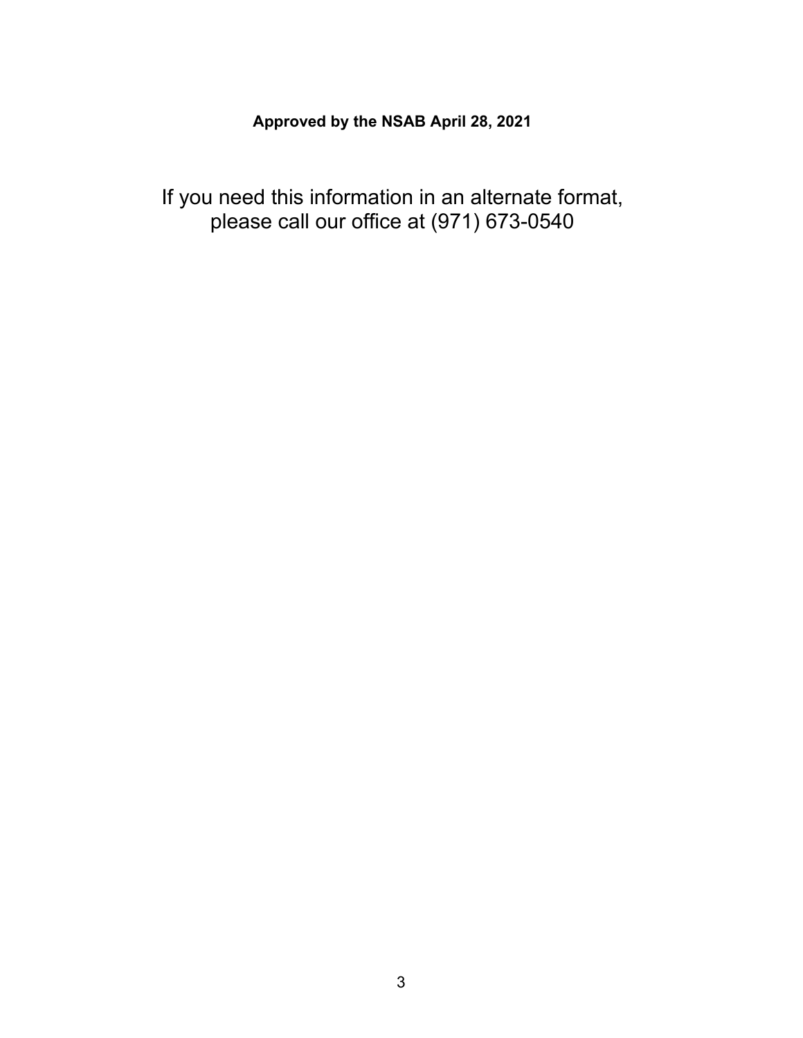**Approved by the NSAB April 28, 2021**

If you need this information in an alternate format, please call our office at (971) 673-0540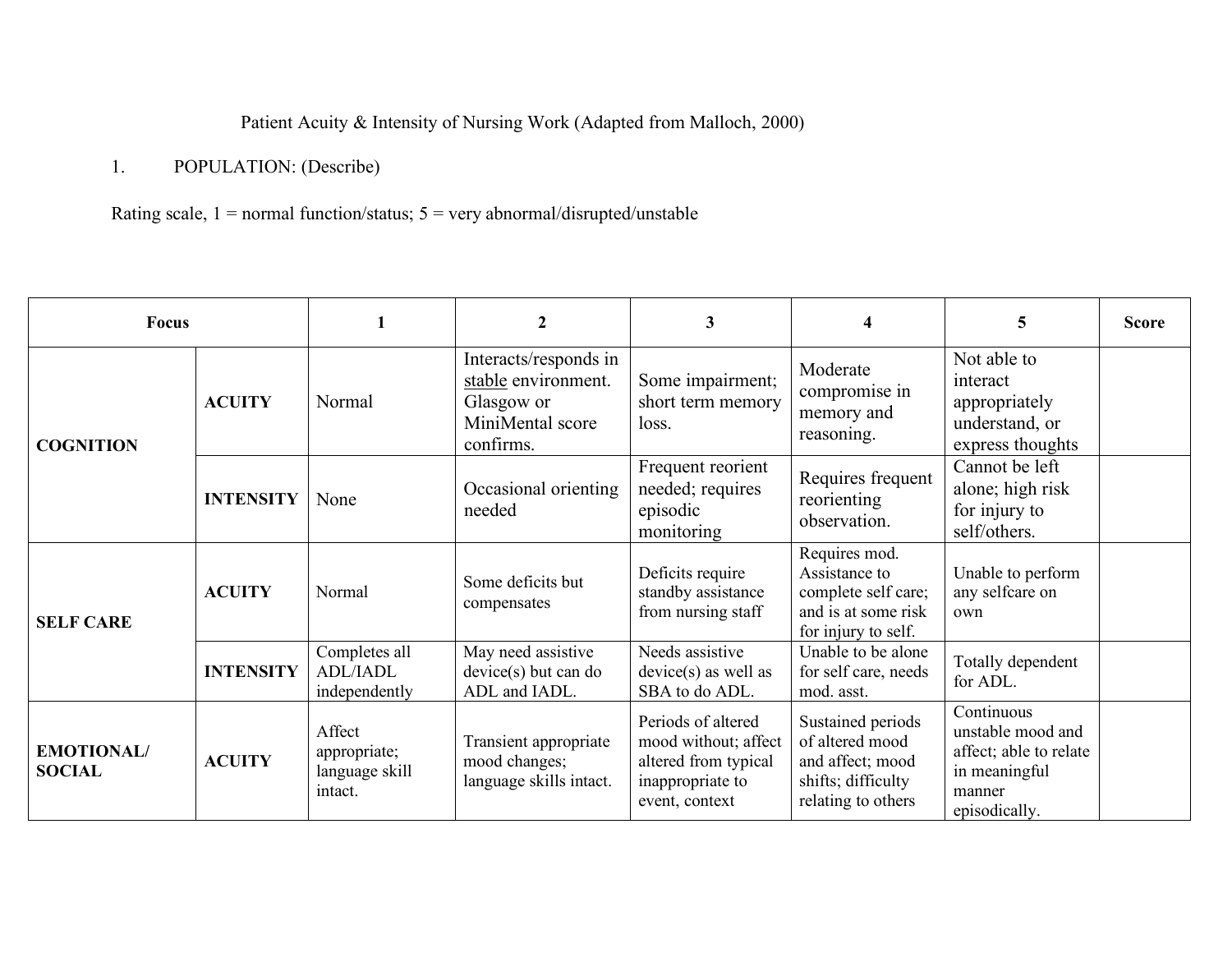Patient Acuity & Intensity of Nursing Work (Adapted from Malloch, 2000)

1. POPULATION: (Describe)

Rating scale, 1 = normal function/status; 5 = very abnormal/disrupted/unstable

| Focus | | 1 | 2 | 3 | 4 | 5 | Score |
|---|---|---|---|---|---|---|---|
| **COGNITION** | **ACUITY** | Normal | Interacts/responds in stable environment. Glasgow or MiniMental score confirms. | Some impairment; short term memory loss. | Moderate compromise in memory and reasoning. | Not able to interact appropriately understand, or express thoughts | |
| | **INTENSITY** | None | Occasional orienting needed | Frequent reorient needed; requires episodic monitoring | Requires frequent reorienting observation. | Cannot be left alone; high risk for injury to self/others. | |
| **SELF CARE** | **ACUITY** | Normal | Some deficits but compensates | Deficits require standby assistance from nursing staff | Requires mod. Assistance to complete self care; and is at some risk for injury to self. | Unable to perform any selfcare on own | |
| | **INTENSITY** | Completes all ADL/IADL independently | May need assistive device(s) but can do ADL and IADL. | Needs assistive device(s) as well as SBA to do ADL. | Unable to be alone for self care, needs mod. asst. | Totally dependent for ADL. | |
| **EMOTIONAL/ SOCIAL** | **ACUITY** | Affect appropriate; language skill intact. | Transient appropriate mood changes; language skills intact. | Periods of altered mood without; affect altered from typical inappropriate to event, context | Sustained periods of altered mood and affect; mood shifts; difficulty relating to others | Continuous unstable mood and affect; able to relate in meaningful manner episodically. | |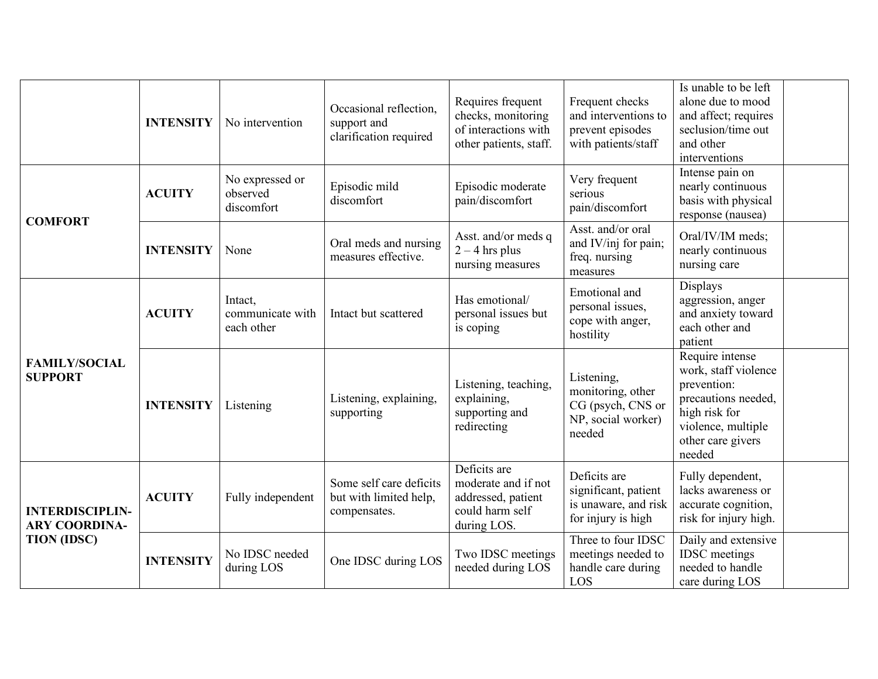| | | | | | | | |
|---|---|---|---|---|---|---|---|
| | **INTENSITY** | No intervention | Occasional reflection, support and clarification required | Requires frequent checks, monitoring of interactions with other patients, staff. | Frequent checks and interventions to prevent episodes with patients/staff | Is unable to be left alone due to mood and affect; requires seclusion/time out and other interventions | |
| **COMFORT** | **ACUITY** | No expressed or observed discomfort | Episodic mild discomfort | Episodic moderate pain/discomfort | Very frequent serious pain/discomfort | Intense pain on nearly continuous basis with physical response (nausea) | |
| | **INTENSITY** | None | Oral meds and nursing measures effective. | Asst. and/or meds q 2 – 4 hrs plus nursing measures | Asst. and/or oral and IV/inj for pain; freq. nursing measures | Oral/IV/IM meds; nearly continuous nursing care | |
| **FAMILY/SOCIAL SUPPORT** | **ACUITY** | Intact, communicate with each other | Intact but scattered | Has emotional/ personal issues but is coping | Emotional and personal issues, cope with anger, hostility | Displays aggression, anger and anxiety toward each other and patient | |
| | **INTENSITY** | Listening | Listening, explaining, supporting | Listening, teaching, explaining, supporting and redirecting | Listening, monitoring, other CG (psych, CNS or NP, social worker) needed | Require intense work, staff violence prevention: precautions needed, high risk for violence, multiple other care givers needed | |
| **INTERDISCIPLINARY COORDINATION (IDSC)** | **ACUITY** | Fully independent | Some self care deficits but with limited help, compensates. | Deficits are moderate and if not addressed, patient could harm self during LOS. | Deficits are significant, patient is unaware, and risk for injury is high | Fully dependent, lacks awareness or accurate cognition, risk for injury high. | |
| | **INTENSITY** | No IDSC needed during LOS | One IDSC during LOS | Two IDSC meetings needed during LOS | Three to four IDSC meetings needed to handle care during LOS | Daily and extensive IDSC meetings needed to handle care during LOS | |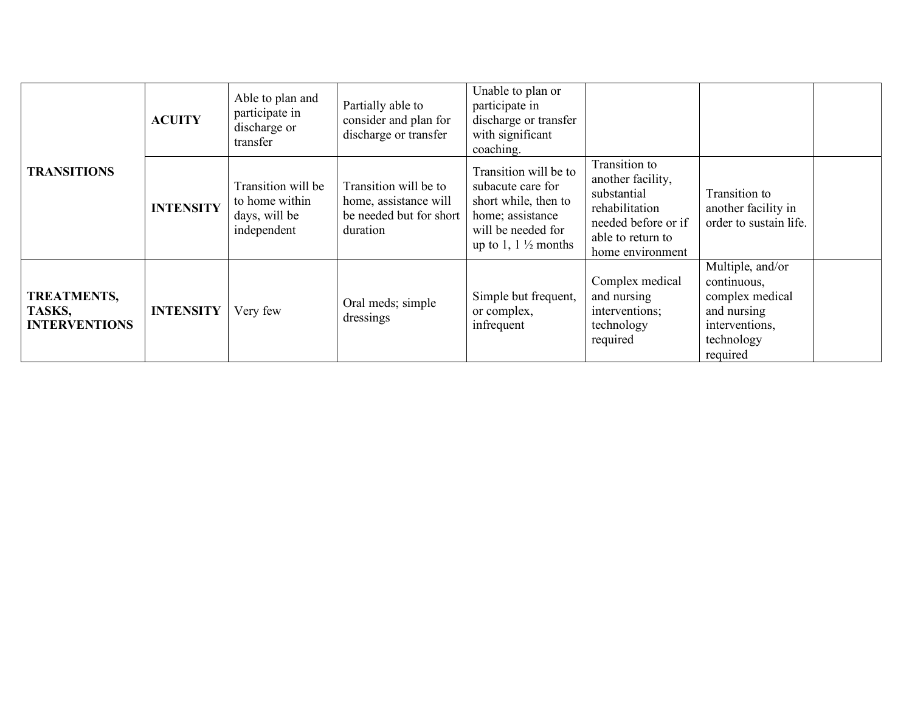| | | | | | | | |
|---|---|---|---|---|---|---|---|
| **TRANSITIONS** | **ACUITY** | Able to plan and participate in discharge or transfer | Partially able to consider and plan for discharge or transfer | Unable to plan or participate in discharge or transfer with significant coaching. | | | |
| | **INTENSITY** | Transition will be to home within days, will be independent | Transition will be to home, assistance will be needed but for short duration | Transition will be to subacute care for short while, then to home; assistance will be needed for up to 1, 1 ½ months | Transition to another facility, substantial rehabilitation needed before or if able to return to home environment | Transition to another facility in order to sustain life. | |
| **TREATMENTS, TASKS, INTERVENTIONS** | **INTENSITY** | Very few | Oral meds; simple dressings | Simple but frequent, or complex, infrequent | Complex medical and nursing interventions; technology required | Multiple, and/or continuous, complex medical and nursing interventions, technology required | |